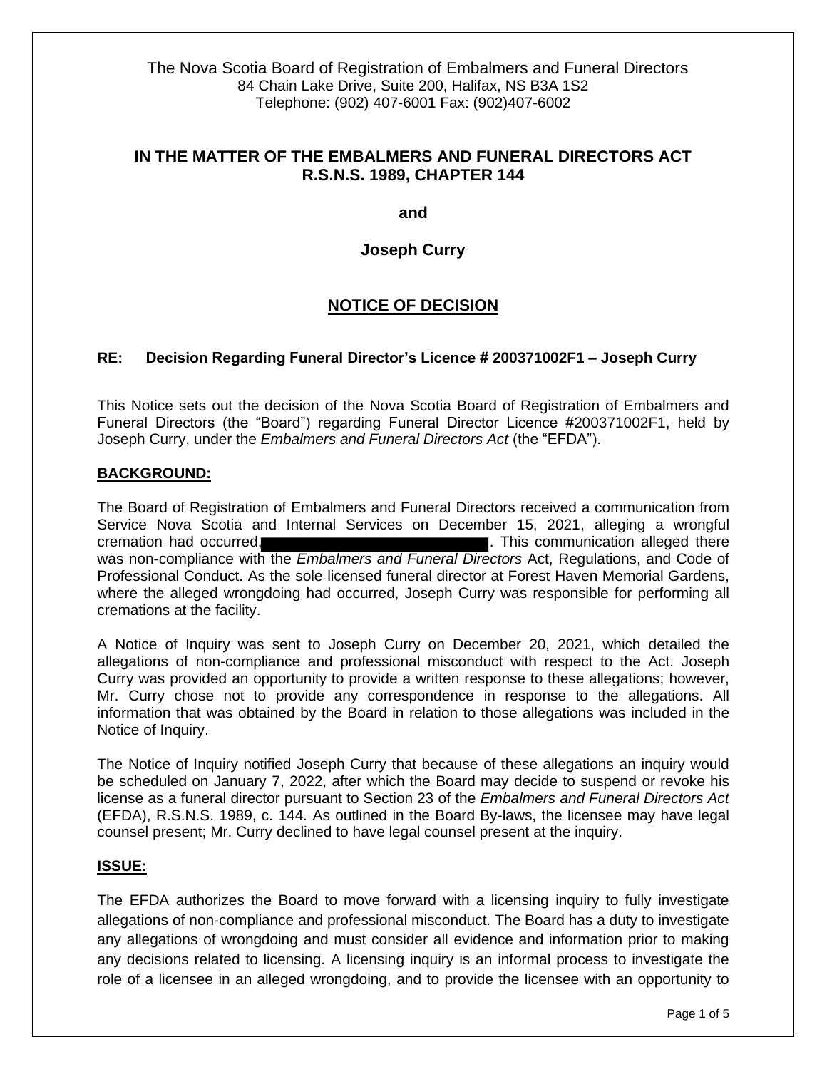The Nova Scotia Board of Registration of Embalmers and Funeral Directors
84 Chain Lake Drive, Suite 200, Halifax, NS B3A 1S2
Telephone: (902) 407-6001 Fax: (902)407-6002

**IN THE MATTER OF THE EMBALMERS AND FUNERAL DIRECTORS ACT R.S.N.S. 1989, CHAPTER 144**

**and**

**Joseph Curry**

## NOTICE OF DECISION

**RE: Decision Regarding Funeral Director's Licence # 200371002F1 – Joseph Curry**

This Notice sets out the decision of the Nova Scotia Board of Registration of Embalmers and Funeral Directors (the "Board") regarding Funeral Director Licence #200371002F1, held by Joseph Curry, under the *Embalmers and Funeral Directors Act* (the "EFDA").

**BACKGROUND:**

The Board of Registration of Embalmers and Funeral Directors received a communication from Service Nova Scotia and Internal Services on December 15, 2021, alleging a wrongful cremation had occurred, [redacted]. This communication alleged there was non-compliance with the *Embalmers and Funeral Directors* Act, Regulations, and Code of Professional Conduct. As the sole licensed funeral director at Forest Haven Memorial Gardens, where the alleged wrongdoing had occurred, Joseph Curry was responsible for performing all cremations at the facility.

A Notice of Inquiry was sent to Joseph Curry on December 20, 2021, which detailed the allegations of non-compliance and professional misconduct with respect to the Act. Joseph Curry was provided an opportunity to provide a written response to these allegations; however, Mr. Curry chose not to provide any correspondence in response to the allegations. All information that was obtained by the Board in relation to those allegations was included in the Notice of Inquiry.

The Notice of Inquiry notified Joseph Curry that because of these allegations an inquiry would be scheduled on January 7, 2022, after which the Board may decide to suspend or revoke his license as a funeral director pursuant to Section 23 of the *Embalmers and Funeral Directors Act* (EFDA), R.S.N.S. 1989, c. 144. As outlined in the Board By-laws, the licensee may have legal counsel present; Mr. Curry declined to have legal counsel present at the inquiry.

**ISSUE:**

The EFDA authorizes the Board to move forward with a licensing inquiry to fully investigate allegations of non-compliance and professional misconduct. The Board has a duty to investigate any allegations of wrongdoing and must consider all evidence and information prior to making any decisions related to licensing. A licensing inquiry is an informal process to investigate the role of a licensee in an alleged wrongdoing, and to provide the licensee with an opportunity to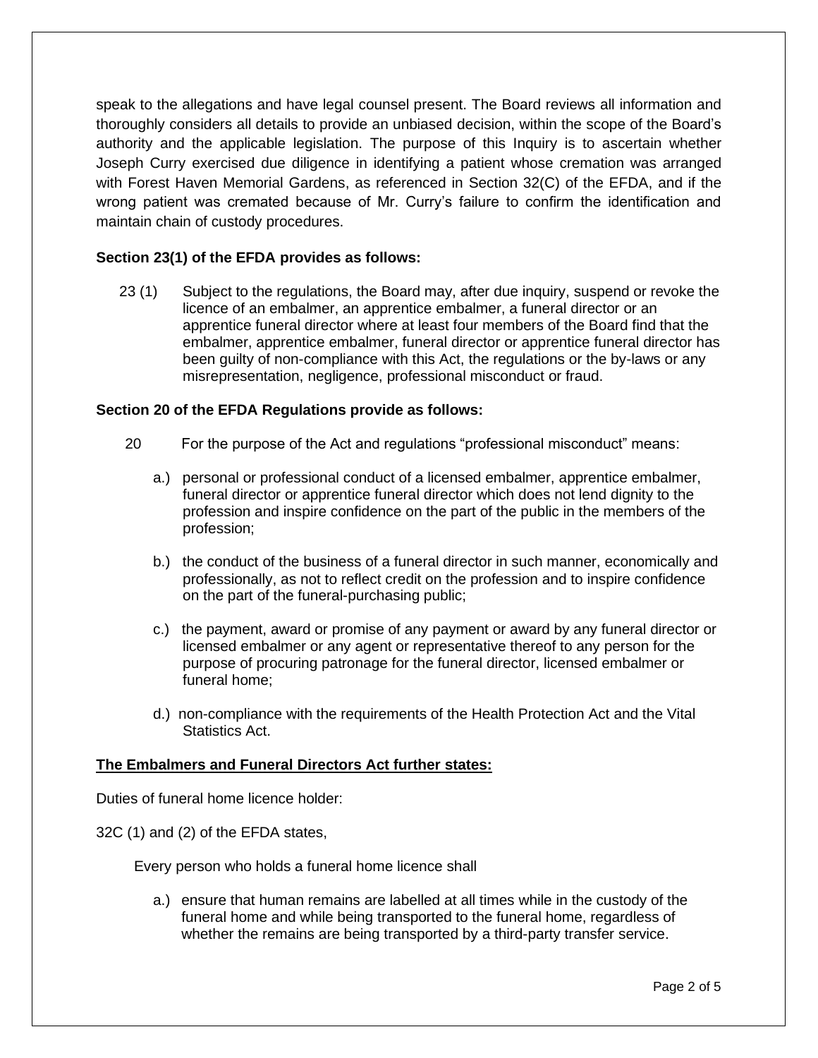speak to the allegations and have legal counsel present. The Board reviews all information and thoroughly considers all details to provide an unbiased decision, within the scope of the Board's authority and the applicable legislation. The purpose of this Inquiry is to ascertain whether Joseph Curry exercised due diligence in identifying a patient whose cremation was arranged with Forest Haven Memorial Gardens, as referenced in Section 32(C) of the EFDA, and if the wrong patient was cremated because of Mr. Curry's failure to confirm the identification and maintain chain of custody procedures.

**Section 23(1) of the EFDA provides as follows:**

23 (1) Subject to the regulations, the Board may, after due inquiry, suspend or revoke the licence of an embalmer, an apprentice embalmer, a funeral director or an apprentice funeral director where at least four members of the Board find that the embalmer, apprentice embalmer, funeral director or apprentice funeral director has been guilty of non-compliance with this Act, the regulations or the by-laws or any misrepresentation, negligence, professional misconduct or fraud.

**Section 20 of the EFDA Regulations provide as follows:**

20 For the purpose of the Act and regulations "professional misconduct" means:

a.) personal or professional conduct of a licensed embalmer, apprentice embalmer, funeral director or apprentice funeral director which does not lend dignity to the profession and inspire confidence on the part of the public in the members of the profession;

b.) the conduct of the business of a funeral director in such manner, economically and professionally, as not to reflect credit on the profession and to inspire confidence on the part of the funeral-purchasing public;

c.) the payment, award or promise of any payment or award by any funeral director or licensed embalmer or any agent or representative thereof to any person for the purpose of procuring patronage for the funeral director, licensed embalmer or funeral home;

d.) non-compliance with the requirements of the Health Protection Act and the Vital Statistics Act.

**<u>The Embalmers and Funeral Directors Act further states:</u>**

Duties of funeral home licence holder:

32C (1) and (2) of the EFDA states,

Every person who holds a funeral home licence shall

a.) ensure that human remains are labelled at all times while in the custody of the funeral home and while being transported to the funeral home, regardless of whether the remains are being transported by a third-party transfer service.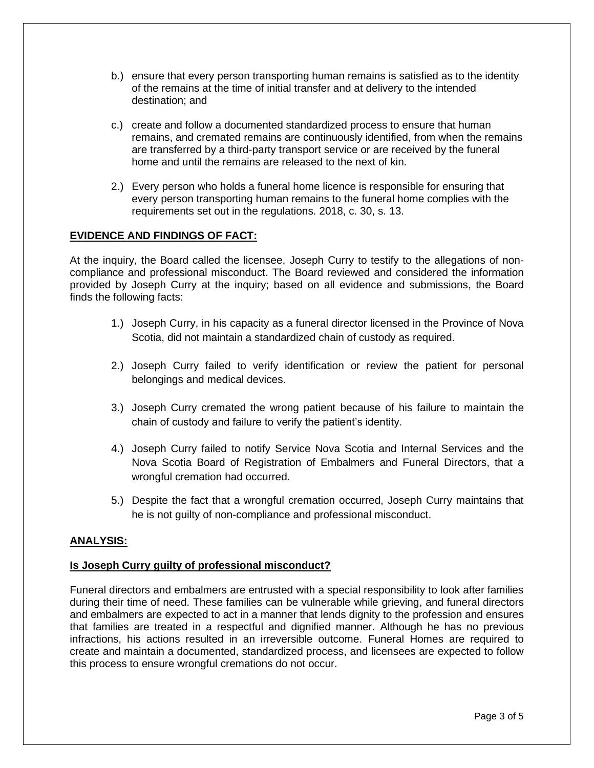b.) ensure that every person transporting human remains is satisfied as to the identity of the remains at the time of initial transfer and at delivery to the intended destination; and

c.) create and follow a documented standardized process to ensure that human remains, and cremated remains are continuously identified, from when the remains are transferred by a third-party transport service or are received by the funeral home and until the remains are released to the next of kin.

2.) Every person who holds a funeral home licence is responsible for ensuring that every person transporting human remains to the funeral home complies with the requirements set out in the regulations. 2018, c. 30, s. 13.

## EVIDENCE AND FINDINGS OF FACT:

At the inquiry, the Board called the licensee, Joseph Curry to testify to the allegations of non-compliance and professional misconduct. The Board reviewed and considered the information provided by Joseph Curry at the inquiry; based on all evidence and submissions, the Board finds the following facts:

1.) Joseph Curry, in his capacity as a funeral director licensed in the Province of Nova Scotia, did not maintain a standardized chain of custody as required.

2.) Joseph Curry failed to verify identification or review the patient for personal belongings and medical devices.

3.) Joseph Curry cremated the wrong patient because of his failure to maintain the chain of custody and failure to verify the patient's identity.

4.) Joseph Curry failed to notify Service Nova Scotia and Internal Services and the Nova Scotia Board of Registration of Embalmers and Funeral Directors, that a wrongful cremation had occurred.

5.) Despite the fact that a wrongful cremation occurred, Joseph Curry maintains that he is not guilty of non-compliance and professional misconduct.

## ANALYSIS:

### Is Joseph Curry guilty of professional misconduct?

Funeral directors and embalmers are entrusted with a special responsibility to look after families during their time of need. These families can be vulnerable while grieving, and funeral directors and embalmers are expected to act in a manner that lends dignity to the profession and ensures that families are treated in a respectful and dignified manner. Although he has no previous infractions, his actions resulted in an irreversible outcome. Funeral Homes are required to create and maintain a documented, standardized process, and licensees are expected to follow this process to ensure wrongful cremations do not occur.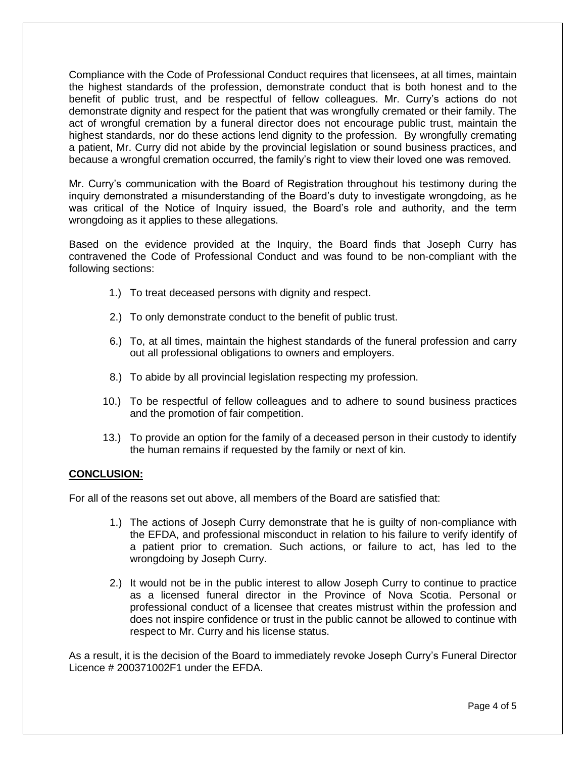Compliance with the Code of Professional Conduct requires that licensees, at all times, maintain the highest standards of the profession, demonstrate conduct that is both honest and to the benefit of public trust, and be respectful of fellow colleagues. Mr. Curry's actions do not demonstrate dignity and respect for the patient that was wrongfully cremated or their family. The act of wrongful cremation by a funeral director does not encourage public trust, maintain the highest standards, nor do these actions lend dignity to the profession. By wrongfully cremating a patient, Mr. Curry did not abide by the provincial legislation or sound business practices, and because a wrongful cremation occurred, the family's right to view their loved one was removed.

Mr. Curry's communication with the Board of Registration throughout his testimony during the inquiry demonstrated a misunderstanding of the Board's duty to investigate wrongdoing, as he was critical of the Notice of Inquiry issued, the Board's role and authority, and the term wrongdoing as it applies to these allegations.

Based on the evidence provided at the Inquiry, the Board finds that Joseph Curry has contravened the Code of Professional Conduct and was found to be non-compliant with the following sections:

1.) To treat deceased persons with dignity and respect.

2.) To only demonstrate conduct to the benefit of public trust.

6.) To, at all times, maintain the highest standards of the funeral profession and carry out all professional obligations to owners and employers.

8.) To abide by all provincial legislation respecting my profession.

10.) To be respectful of fellow colleagues and to adhere to sound business practices and the promotion of fair competition.

13.) To provide an option for the family of a deceased person in their custody to identify the human remains if requested by the family or next of kin.

**CONCLUSION:**

For all of the reasons set out above, all members of the Board are satisfied that:

1.) The actions of Joseph Curry demonstrate that he is guilty of non-compliance with the EFDA, and professional misconduct in relation to his failure to verify identify of a patient prior to cremation. Such actions, or failure to act, has led to the wrongdoing by Joseph Curry.

2.) It would not be in the public interest to allow Joseph Curry to continue to practice as a licensed funeral director in the Province of Nova Scotia. Personal or professional conduct of a licensee that creates mistrust within the profession and does not inspire confidence or trust in the public cannot be allowed to continue with respect to Mr. Curry and his license status.

As a result, it is the decision of the Board to immediately revoke Joseph Curry's Funeral Director Licence # 200371002F1 under the EFDA.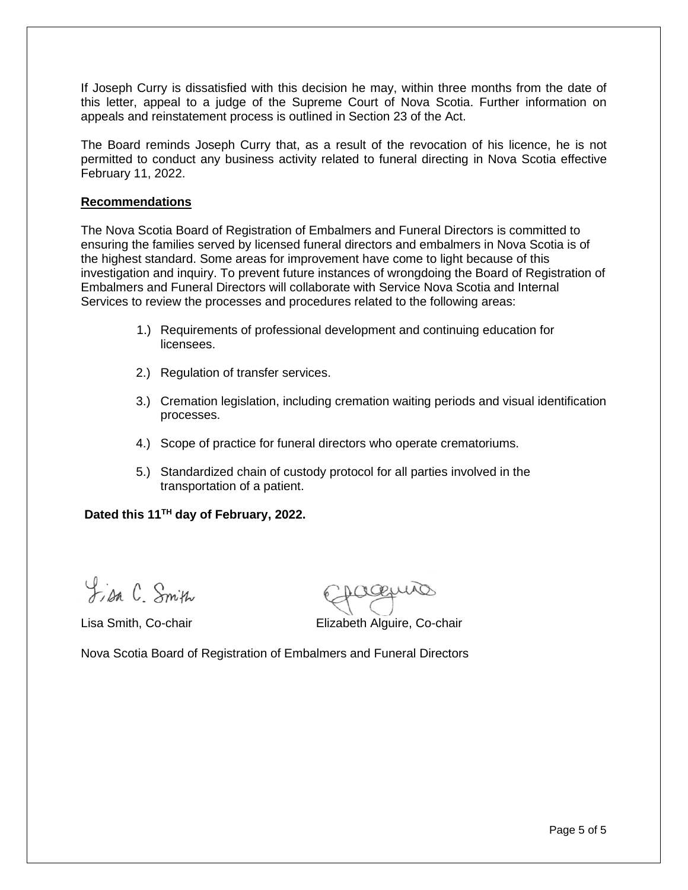If Joseph Curry is dissatisfied with this decision he may, within three months from the date of this letter, appeal to a judge of the Supreme Court of Nova Scotia. Further information on appeals and reinstatement process is outlined in Section 23 of the Act.

The Board reminds Joseph Curry that, as a result of the revocation of his licence, he is not permitted to conduct any business activity related to funeral directing in Nova Scotia effective February 11, 2022.

**Recommendations**

The Nova Scotia Board of Registration of Embalmers and Funeral Directors is committed to ensuring the families served by licensed funeral directors and embalmers in Nova Scotia is of the highest standard. Some areas for improvement have come to light because of this investigation and inquiry. To prevent future instances of wrongdoing the Board of Registration of Embalmers and Funeral Directors will collaborate with Service Nova Scotia and Internal Services to review the processes and procedures related to the following areas:

1.) Requirements of professional development and continuing education for licensees.

2.) Regulation of transfer services.

3.) Cremation legislation, including cremation waiting periods and visual identification processes.

4.) Scope of practice for funeral directors who operate crematoriums.

5.) Standardized chain of custody protocol for all parties involved in the transportation of a patient.

**Dated this 11TH day of February, 2022.**

Lisa C. Smith

Lisa Smith, Co-chair

Elizabeth Alguire, Co-chair

Nova Scotia Board of Registration of Embalmers and Funeral Directors